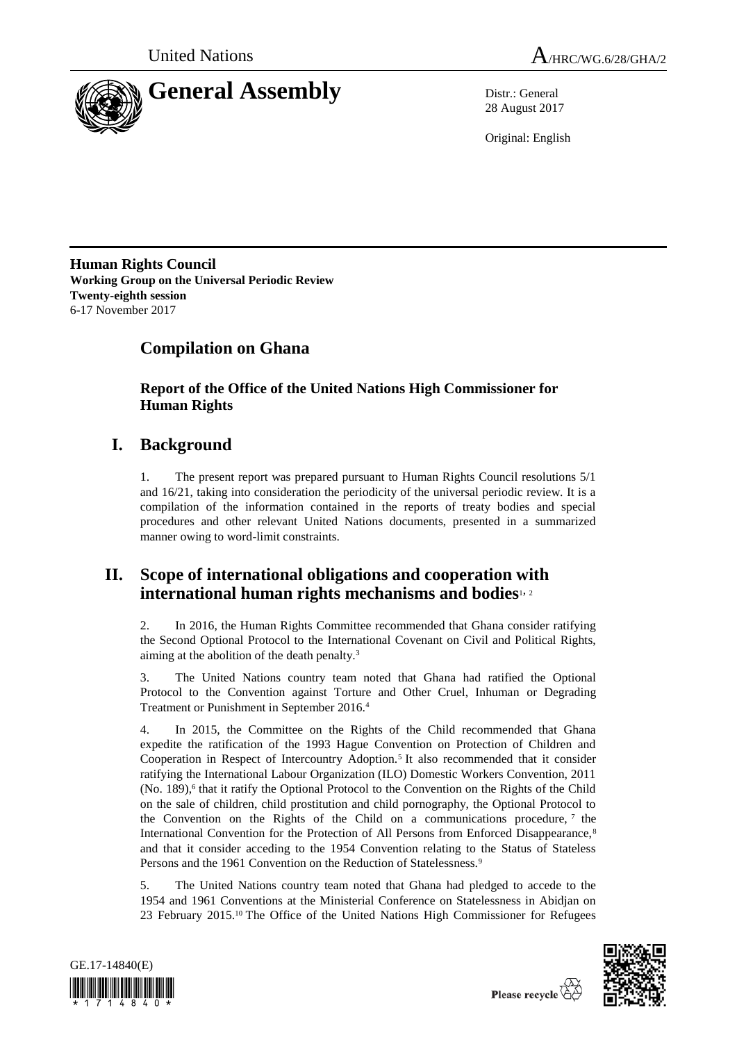United Nations

A/HRC/WG.6/28/GHA/2

# General Assembly

Distr.: General
28 August 2017

Original: English

**Human Rights Council**
**Working Group on the Universal Periodic Review**
**Twenty-eighth session**
6-17 November 2017

# Compilation on Ghana

## Report of the Office of the United Nations High Commissioner for Human Rights

## I. Background

1. The present report was prepared pursuant to Human Rights Council resolutions 5/1 and 16/21, taking into consideration the periodicity of the universal periodic review. It is a compilation of the information contained in the reports of treaty bodies and special procedures and other relevant United Nations documents, presented in a summarized manner owing to word-limit constraints.

## II. Scope of international obligations and cooperation with international human rights mechanisms and bodies[1, 2]

2. In 2016, the Human Rights Committee recommended that Ghana consider ratifying the Second Optional Protocol to the International Covenant on Civil and Political Rights, aiming at the abolition of the death penalty.[3]

3. The United Nations country team noted that Ghana had ratified the Optional Protocol to the Convention against Torture and Other Cruel, Inhuman or Degrading Treatment or Punishment in September 2016.[4]

4. In 2015, the Committee on the Rights of the Child recommended that Ghana expedite the ratification of the 1993 Hague Convention on Protection of Children and Cooperation in Respect of Intercountry Adoption.[5] It also recommended that it consider ratifying the International Labour Organization (ILO) Domestic Workers Convention, 2011 (No. 189),[6] that it ratify the Optional Protocol to the Convention on the Rights of the Child on the sale of children, child prostitution and child pornography, the Optional Protocol to the Convention on the Rights of the Child on a communications procedure,[7] the International Convention for the Protection of All Persons from Enforced Disappearance,[8] and that it consider acceding to the 1954 Convention relating to the Status of Stateless Persons and the 1961 Convention on the Reduction of Statelessness.[9]

5. The United Nations country team noted that Ghana had pledged to accede to the 1954 and 1961 Conventions at the Ministerial Conference on Statelessness in Abidjan on 23 February 2015.[10] The Office of the United Nations High Commissioner for Refugees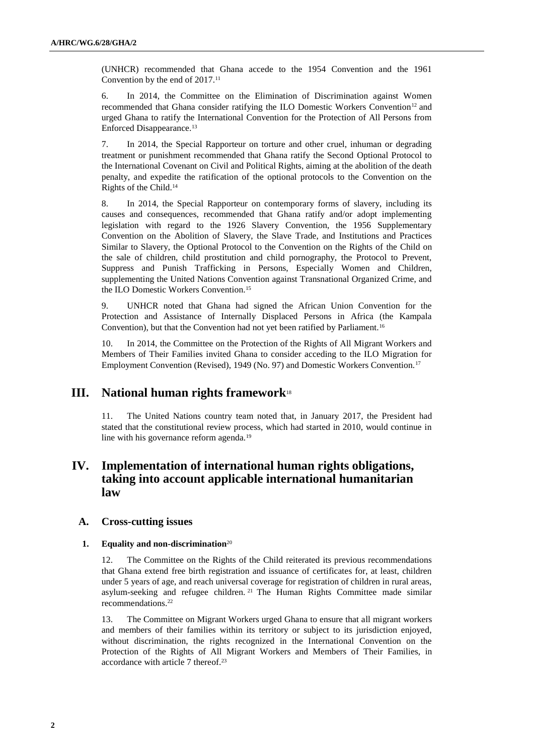(UNHCR) recommended that Ghana accede to the 1954 Convention and the 1961 Convention by the end of 2017.[11]

6. In 2014, the Committee on the Elimination of Discrimination against Women recommended that Ghana consider ratifying the ILO Domestic Workers Convention[12] and urged Ghana to ratify the International Convention for the Protection of All Persons from Enforced Disappearance.[13]

7. In 2014, the Special Rapporteur on torture and other cruel, inhuman or degrading treatment or punishment recommended that Ghana ratify the Second Optional Protocol to the International Covenant on Civil and Political Rights, aiming at the abolition of the death penalty, and expedite the ratification of the optional protocols to the Convention on the Rights of the Child.[14]

8. In 2014, the Special Rapporteur on contemporary forms of slavery, including its causes and consequences, recommended that Ghana ratify and/or adopt implementing legislation with regard to the 1926 Slavery Convention, the 1956 Supplementary Convention on the Abolition of Slavery, the Slave Trade, and Institutions and Practices Similar to Slavery, the Optional Protocol to the Convention on the Rights of the Child on the sale of children, child prostitution and child pornography, the Protocol to Prevent, Suppress and Punish Trafficking in Persons, Especially Women and Children, supplementing the United Nations Convention against Transnational Organized Crime, and the ILO Domestic Workers Convention.[15]

9. UNHCR noted that Ghana had signed the African Union Convention for the Protection and Assistance of Internally Displaced Persons in Africa (the Kampala Convention), but that the Convention had not yet been ratified by Parliament.[16]

10. In 2014, the Committee on the Protection of the Rights of All Migrant Workers and Members of Their Families invited Ghana to consider acceding to the ILO Migration for Employment Convention (Revised), 1949 (No. 97) and Domestic Workers Convention.[17]

# III. National human rights framework[18]

11. The United Nations country team noted that, in January 2017, the President had stated that the constitutional review process, which had started in 2010, would continue in line with his governance reform agenda.[19]

# IV. Implementation of international human rights obligations, taking into account applicable international humanitarian law

## A. Cross-cutting issues

### 1. Equality and non-discrimination[20]

12. The Committee on the Rights of the Child reiterated its previous recommendations that Ghana extend free birth registration and issuance of certificates for, at least, children under 5 years of age, and reach universal coverage for registration of children in rural areas, asylum-seeking and refugee children.[21] The Human Rights Committee made similar recommendations.[22]

13. The Committee on Migrant Workers urged Ghana to ensure that all migrant workers and members of their families within its territory or subject to its jurisdiction enjoyed, without discrimination, the rights recognized in the International Convention on the Protection of the Rights of All Migrant Workers and Members of Their Families, in accordance with article 7 thereof.[23]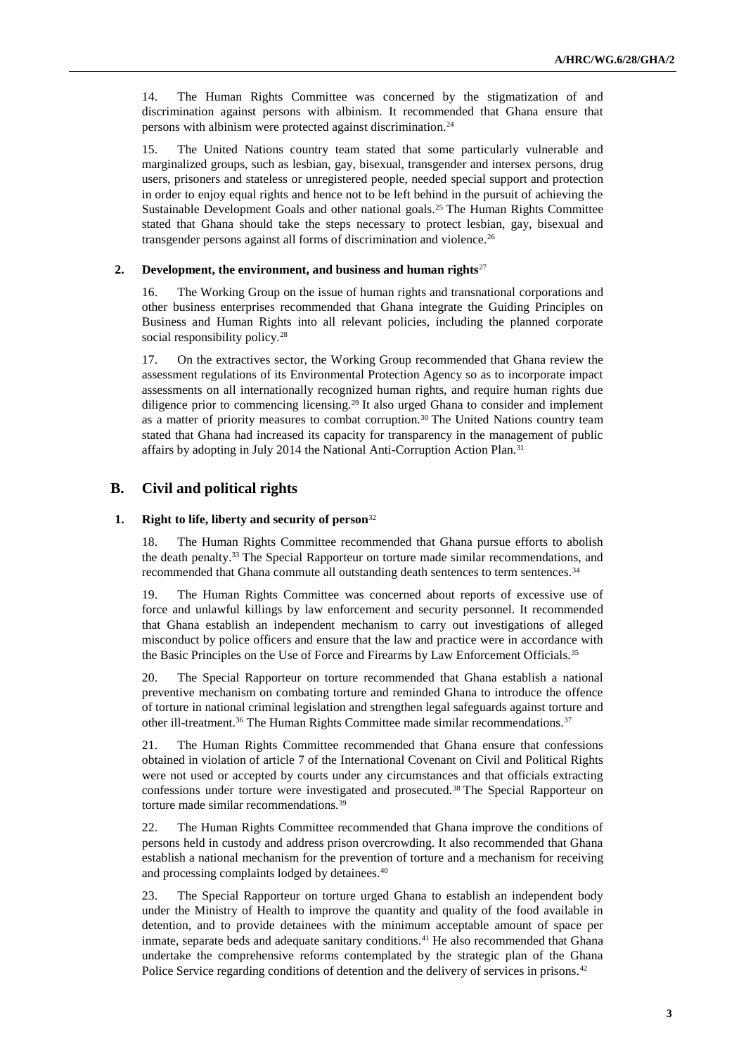14. The Human Rights Committee was concerned by the stigmatization of and discrimination against persons with albinism. It recommended that Ghana ensure that persons with albinism were protected against discrimination.[24]

15. The United Nations country team stated that some particularly vulnerable and marginalized groups, such as lesbian, gay, bisexual, transgender and intersex persons, drug users, prisoners and stateless or unregistered people, needed special support and protection in order to enjoy equal rights and hence not to be left behind in the pursuit of achieving the Sustainable Development Goals and other national goals.[25] The Human Rights Committee stated that Ghana should take the steps necessary to protect lesbian, gay, bisexual and transgender persons against all forms of discrimination and violence.[26]

### 2. Development, the environment, and business and human rights[27]

16. The Working Group on the issue of human rights and transnational corporations and other business enterprises recommended that Ghana integrate the Guiding Principles on Business and Human Rights into all relevant policies, including the planned corporate social responsibility policy.[28]

17. On the extractives sector, the Working Group recommended that Ghana review the assessment regulations of its Environmental Protection Agency so as to incorporate impact assessments on all internationally recognized human rights, and require human rights due diligence prior to commencing licensing.[29] It also urged Ghana to consider and implement as a matter of priority measures to combat corruption.[30] The United Nations country team stated that Ghana had increased its capacity for transparency in the management of public affairs by adopting in July 2014 the National Anti-Corruption Action Plan.[31]

## B. Civil and political rights

### 1. Right to life, liberty and security of person[32]

18. The Human Rights Committee recommended that Ghana pursue efforts to abolish the death penalty.[33] The Special Rapporteur on torture made similar recommendations, and recommended that Ghana commute all outstanding death sentences to term sentences.[34]

19. The Human Rights Committee was concerned about reports of excessive use of force and unlawful killings by law enforcement and security personnel. It recommended that Ghana establish an independent mechanism to carry out investigations of alleged misconduct by police officers and ensure that the law and practice were in accordance with the Basic Principles on the Use of Force and Firearms by Law Enforcement Officials.[35]

20. The Special Rapporteur on torture recommended that Ghana establish a national preventive mechanism on combating torture and reminded Ghana to introduce the offence of torture in national criminal legislation and strengthen legal safeguards against torture and other ill-treatment.[36] The Human Rights Committee made similar recommendations.[37]

21. The Human Rights Committee recommended that Ghana ensure that confessions obtained in violation of article 7 of the International Covenant on Civil and Political Rights were not used or accepted by courts under any circumstances and that officials extracting confessions under torture were investigated and prosecuted.[38] The Special Rapporteur on torture made similar recommendations.[39]

22. The Human Rights Committee recommended that Ghana improve the conditions of persons held in custody and address prison overcrowding. It also recommended that Ghana establish a national mechanism for the prevention of torture and a mechanism for receiving and processing complaints lodged by detainees.[40]

23. The Special Rapporteur on torture urged Ghana to establish an independent body under the Ministry of Health to improve the quantity and quality of the food available in detention, and to provide detainees with the minimum acceptable amount of space per inmate, separate beds and adequate sanitary conditions.[41] He also recommended that Ghana undertake the comprehensive reforms contemplated by the strategic plan of the Ghana Police Service regarding conditions of detention and the delivery of services in prisons.[42]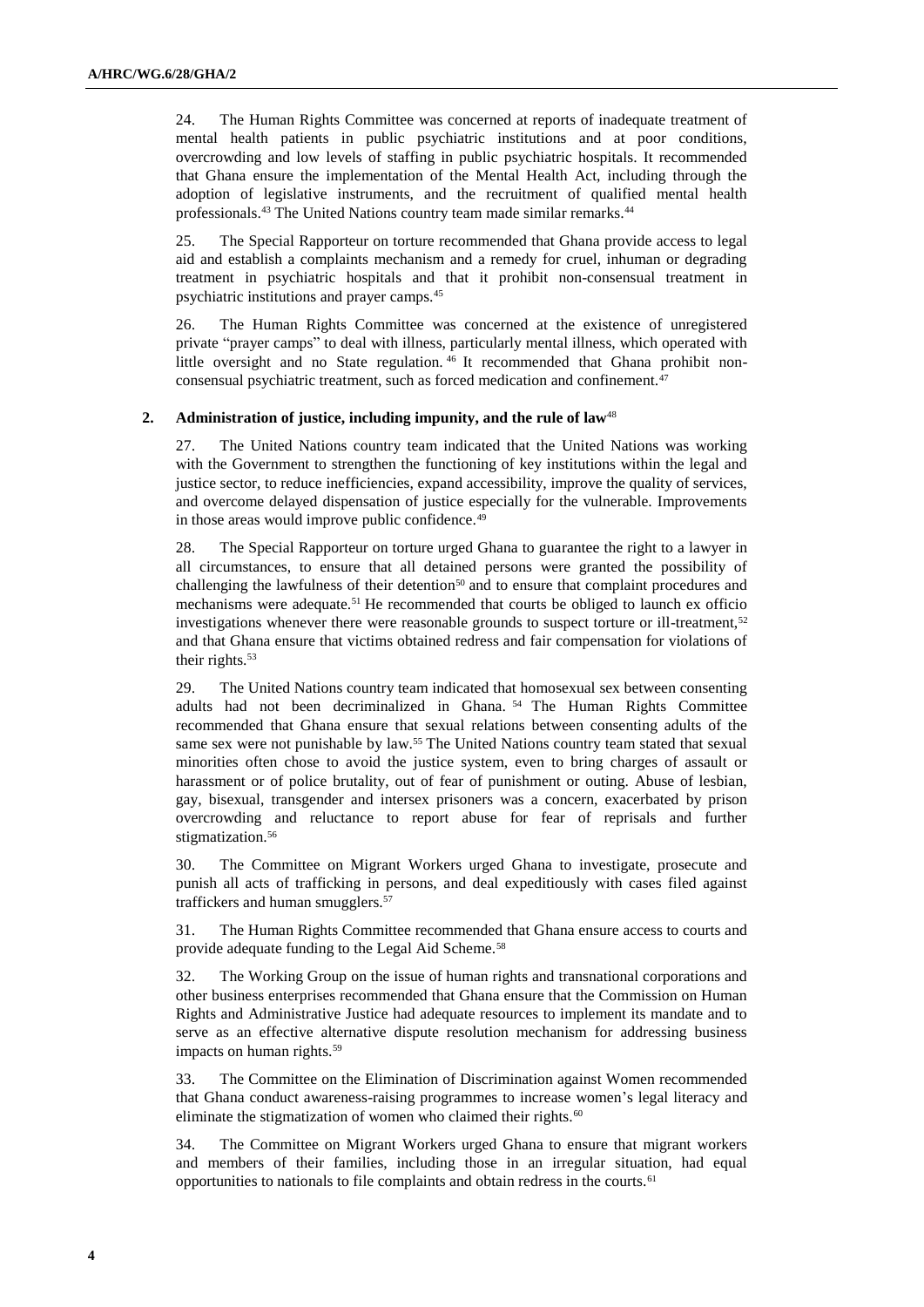24. The Human Rights Committee was concerned at reports of inadequate treatment of mental health patients in public psychiatric institutions and at poor conditions, overcrowding and low levels of staffing in public psychiatric hospitals. It recommended that Ghana ensure the implementation of the Mental Health Act, including through the adoption of legislative instruments, and the recruitment of qualified mental health professionals.[43] The United Nations country team made similar remarks.[44]

25. The Special Rapporteur on torture recommended that Ghana provide access to legal aid and establish a complaints mechanism and a remedy for cruel, inhuman or degrading treatment in psychiatric hospitals and that it prohibit non-consensual treatment in psychiatric institutions and prayer camps.[45]

26. The Human Rights Committee was concerned at the existence of unregistered private "prayer camps" to deal with illness, particularly mental illness, which operated with little oversight and no State regulation.[46] It recommended that Ghana prohibit non-consensual psychiatric treatment, such as forced medication and confinement.[47]

### 2. Administration of justice, including impunity, and the rule of law[48]

27. The United Nations country team indicated that the United Nations was working with the Government to strengthen the functioning of key institutions within the legal and justice sector, to reduce inefficiencies, expand accessibility, improve the quality of services, and overcome delayed dispensation of justice especially for the vulnerable. Improvements in those areas would improve public confidence.[49]

28. The Special Rapporteur on torture urged Ghana to guarantee the right to a lawyer in all circumstances, to ensure that all detained persons were granted the possibility of challenging the lawfulness of their detention[50] and to ensure that complaint procedures and mechanisms were adequate.[51] He recommended that courts be obliged to launch ex officio investigations whenever there were reasonable grounds to suspect torture or ill-treatment,[52] and that Ghana ensure that victims obtained redress and fair compensation for violations of their rights.[53]

29. The United Nations country team indicated that homosexual sex between consenting adults had not been decriminalized in Ghana.[54] The Human Rights Committee recommended that Ghana ensure that sexual relations between consenting adults of the same sex were not punishable by law.[55] The United Nations country team stated that sexual minorities often chose to avoid the justice system, even to bring charges of assault or harassment or of police brutality, out of fear of punishment or outing. Abuse of lesbian, gay, bisexual, transgender and intersex prisoners was a concern, exacerbated by prison overcrowding and reluctance to report abuse for fear of reprisals and further stigmatization.[56]

30. The Committee on Migrant Workers urged Ghana to investigate, prosecute and punish all acts of trafficking in persons, and deal expeditiously with cases filed against traffickers and human smugglers.[57]

31. The Human Rights Committee recommended that Ghana ensure access to courts and provide adequate funding to the Legal Aid Scheme.[58]

32. The Working Group on the issue of human rights and transnational corporations and other business enterprises recommended that Ghana ensure that the Commission on Human Rights and Administrative Justice had adequate resources to implement its mandate and to serve as an effective alternative dispute resolution mechanism for addressing business impacts on human rights.[59]

33. The Committee on the Elimination of Discrimination against Women recommended that Ghana conduct awareness-raising programmes to increase women's legal literacy and eliminate the stigmatization of women who claimed their rights.[60]

34. The Committee on Migrant Workers urged Ghana to ensure that migrant workers and members of their families, including those in an irregular situation, had equal opportunities to nationals to file complaints and obtain redress in the courts.[61]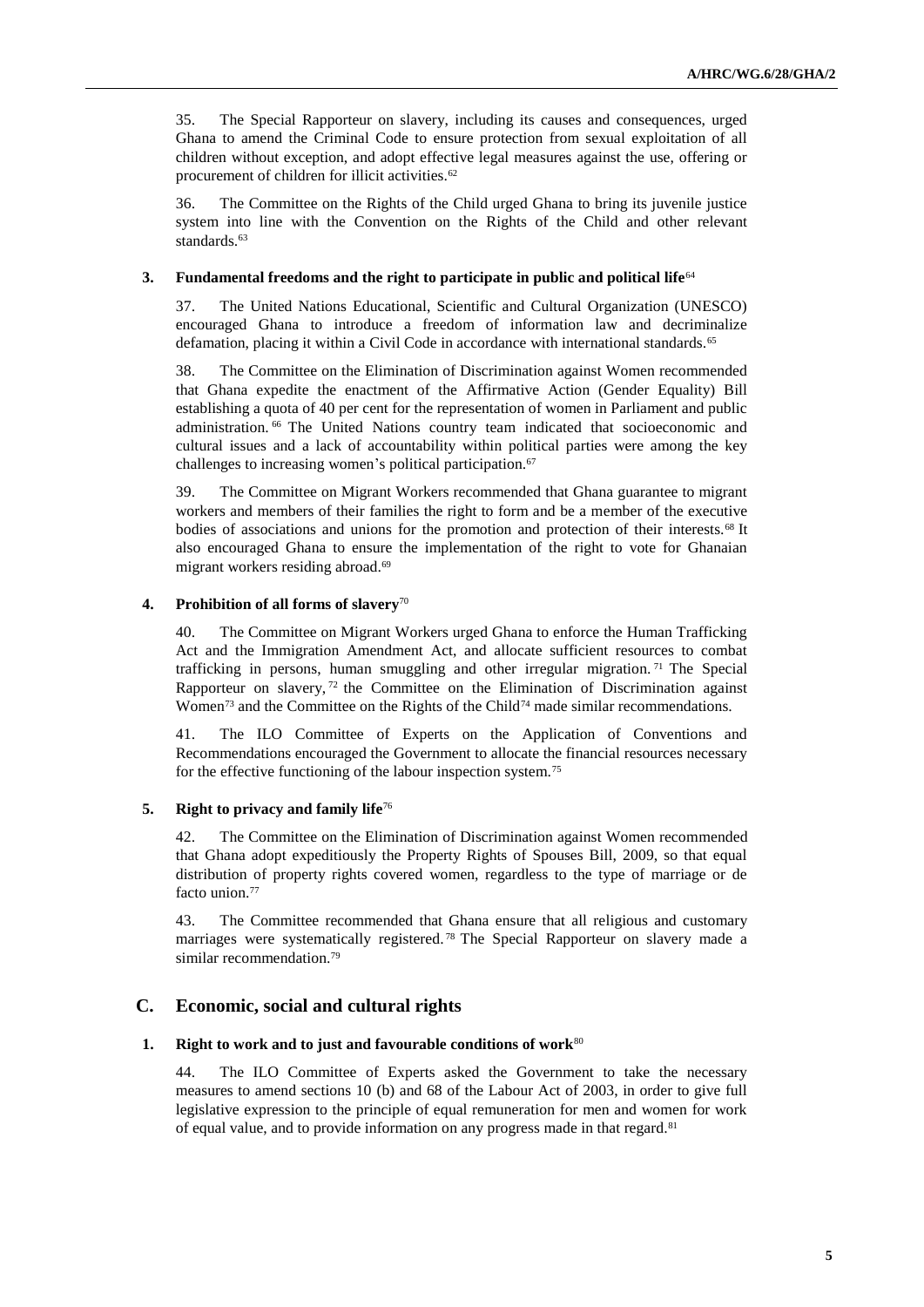35. The Special Rapporteur on slavery, including its causes and consequences, urged Ghana to amend the Criminal Code to ensure protection from sexual exploitation of all children without exception, and adopt effective legal measures against the use, offering or procurement of children for illicit activities.[62]

36. The Committee on the Rights of the Child urged Ghana to bring its juvenile justice system into line with the Convention on the Rights of the Child and other relevant standards.[63]

### 3. Fundamental freedoms and the right to participate in public and political life[64]

37. The United Nations Educational, Scientific and Cultural Organization (UNESCO) encouraged Ghana to introduce a freedom of information law and decriminalize defamation, placing it within a Civil Code in accordance with international standards.[65]

38. The Committee on the Elimination of Discrimination against Women recommended that Ghana expedite the enactment of the Affirmative Action (Gender Equality) Bill establishing a quota of 40 per cent for the representation of women in Parliament and public administration.[66] The United Nations country team indicated that socioeconomic and cultural issues and a lack of accountability within political parties were among the key challenges to increasing women's political participation.[67]

39. The Committee on Migrant Workers recommended that Ghana guarantee to migrant workers and members of their families the right to form and be a member of the executive bodies of associations and unions for the promotion and protection of their interests.[68] It also encouraged Ghana to ensure the implementation of the right to vote for Ghanaian migrant workers residing abroad.[69]

### 4. Prohibition of all forms of slavery[70]

40. The Committee on Migrant Workers urged Ghana to enforce the Human Trafficking Act and the Immigration Amendment Act, and allocate sufficient resources to combat trafficking in persons, human smuggling and other irregular migration.[71] The Special Rapporteur on slavery,[72] the Committee on the Elimination of Discrimination against Women[73] and the Committee on the Rights of the Child[74] made similar recommendations.

41. The ILO Committee of Experts on the Application of Conventions and Recommendations encouraged the Government to allocate the financial resources necessary for the effective functioning of the labour inspection system.[75]

### 5. Right to privacy and family life[76]

42. The Committee on the Elimination of Discrimination against Women recommended that Ghana adopt expeditiously the Property Rights of Spouses Bill, 2009, so that equal distribution of property rights covered women, regardless to the type of marriage or de facto union.[77]

43. The Committee recommended that Ghana ensure that all religious and customary marriages were systematically registered.[78] The Special Rapporteur on slavery made a similar recommendation.[79]

## C. Economic, social and cultural rights

### 1. Right to work and to just and favourable conditions of work[80]

44. The ILO Committee of Experts asked the Government to take the necessary measures to amend sections 10 (b) and 68 of the Labour Act of 2003, in order to give full legislative expression to the principle of equal remuneration for men and women for work of equal value, and to provide information on any progress made in that regard.[81]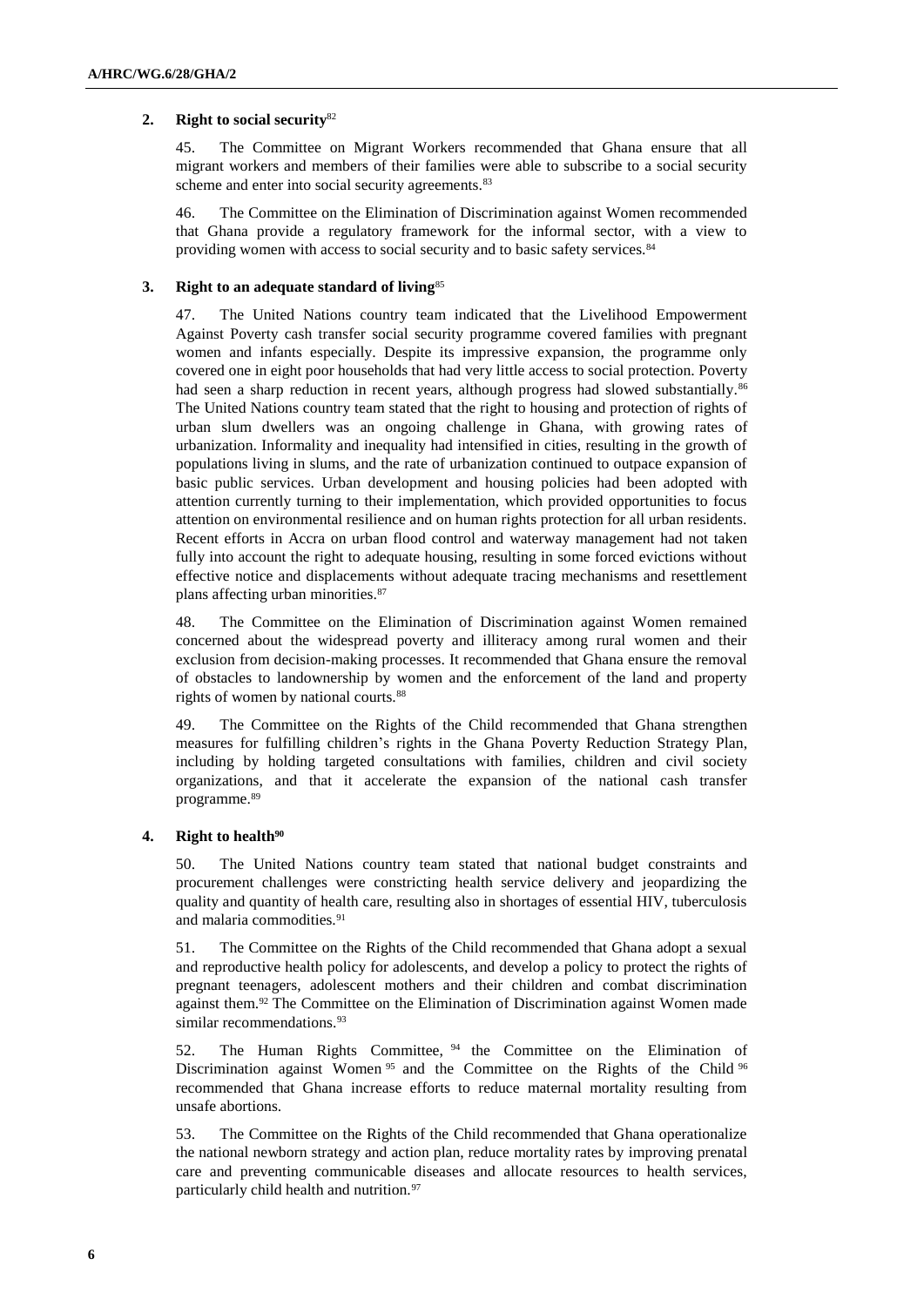### 2. Right to social security[82]

45. The Committee on Migrant Workers recommended that Ghana ensure that all migrant workers and members of their families were able to subscribe to a social security scheme and enter into social security agreements.[83]

46. The Committee on the Elimination of Discrimination against Women recommended that Ghana provide a regulatory framework for the informal sector, with a view to providing women with access to social security and to basic safety services.[84]

### 3. Right to an adequate standard of living[85]

47. The United Nations country team indicated that the Livelihood Empowerment Against Poverty cash transfer social security programme covered families with pregnant women and infants especially. Despite its impressive expansion, the programme only covered one in eight poor households that had very little access to social protection. Poverty had seen a sharp reduction in recent years, although progress had slowed substantially.[86] The United Nations country team stated that the right to housing and protection of rights of urban slum dwellers was an ongoing challenge in Ghana, with growing rates of urbanization. Informality and inequality had intensified in cities, resulting in the growth of populations living in slums, and the rate of urbanization continued to outpace expansion of basic public services. Urban development and housing policies had been adopted with attention currently turning to their implementation, which provided opportunities to focus attention on environmental resilience and on human rights protection for all urban residents. Recent efforts in Accra on urban flood control and waterway management had not taken fully into account the right to adequate housing, resulting in some forced evictions without effective notice and displacements without adequate tracing mechanisms and resettlement plans affecting urban minorities.[87]

48. The Committee on the Elimination of Discrimination against Women remained concerned about the widespread poverty and illiteracy among rural women and their exclusion from decision-making processes. It recommended that Ghana ensure the removal of obstacles to landownership by women and the enforcement of the land and property rights of women by national courts.[88]

49. The Committee on the Rights of the Child recommended that Ghana strengthen measures for fulfilling children's rights in the Ghana Poverty Reduction Strategy Plan, including by holding targeted consultations with families, children and civil society organizations, and that it accelerate the expansion of the national cash transfer programme.[89]

### 4. Right to health[90]

50. The United Nations country team stated that national budget constraints and procurement challenges were constricting health service delivery and jeopardizing the quality and quantity of health care, resulting also in shortages of essential HIV, tuberculosis and malaria commodities.[91]

51. The Committee on the Rights of the Child recommended that Ghana adopt a sexual and reproductive health policy for adolescents, and develop a policy to protect the rights of pregnant teenagers, adolescent mothers and their children and combat discrimination against them.[92] The Committee on the Elimination of Discrimination against Women made similar recommendations.[93]

52. The Human Rights Committee,[94] the Committee on the Elimination of Discrimination against Women[95] and the Committee on the Rights of the Child[96] recommended that Ghana increase efforts to reduce maternal mortality resulting from unsafe abortions.

53. The Committee on the Rights of the Child recommended that Ghana operationalize the national newborn strategy and action plan, reduce mortality rates by improving prenatal care and preventing communicable diseases and allocate resources to health services, particularly child health and nutrition.[97]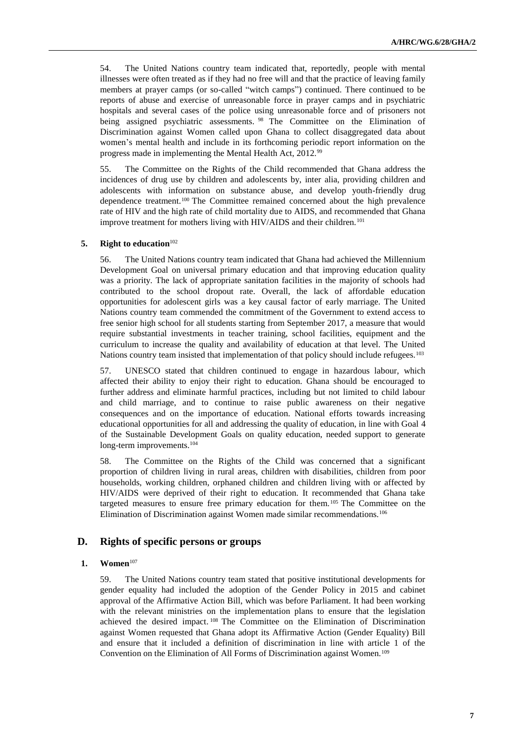54. The United Nations country team indicated that, reportedly, people with mental illnesses were often treated as if they had no free will and that the practice of leaving family members at prayer camps (or so-called "witch camps") continued. There continued to be reports of abuse and exercise of unreasonable force in prayer camps and in psychiatric hospitals and several cases of the police using unreasonable force and of prisoners not being assigned psychiatric assessments.[98] The Committee on the Elimination of Discrimination against Women called upon Ghana to collect disaggregated data about women's mental health and include in its forthcoming periodic report information on the progress made in implementing the Mental Health Act, 2012.[99]

55. The Committee on the Rights of the Child recommended that Ghana address the incidences of drug use by children and adolescents by, inter alia, providing children and adolescents with information on substance abuse, and develop youth-friendly drug dependence treatment.[100] The Committee remained concerned about the high prevalence rate of HIV and the high rate of child mortality due to AIDS, and recommended that Ghana improve treatment for mothers living with HIV/AIDS and their children.[101]

### 5. Right to education[102]

56. The United Nations country team indicated that Ghana had achieved the Millennium Development Goal on universal primary education and that improving education quality was a priority. The lack of appropriate sanitation facilities in the majority of schools had contributed to the school dropout rate. Overall, the lack of affordable education opportunities for adolescent girls was a key causal factor of early marriage. The United Nations country team commended the commitment of the Government to extend access to free senior high school for all students starting from September 2017, a measure that would require substantial investments in teacher training, school facilities, equipment and the curriculum to increase the quality and availability of education at that level. The United Nations country team insisted that implementation of that policy should include refugees.[103]

57. UNESCO stated that children continued to engage in hazardous labour, which affected their ability to enjoy their right to education. Ghana should be encouraged to further address and eliminate harmful practices, including but not limited to child labour and child marriage, and to continue to raise public awareness on their negative consequences and on the importance of education. National efforts towards increasing educational opportunities for all and addressing the quality of education, in line with Goal 4 of the Sustainable Development Goals on quality education, needed support to generate long-term improvements.[104]

58. The Committee on the Rights of the Child was concerned that a significant proportion of children living in rural areas, children with disabilities, children from poor households, working children, orphaned children and children living with or affected by HIV/AIDS were deprived of their right to education. It recommended that Ghana take targeted measures to ensure free primary education for them.[105] The Committee on the Elimination of Discrimination against Women made similar recommendations.[106]

## D. Rights of specific persons or groups

### 1. Women[107]

59. The United Nations country team stated that positive institutional developments for gender equality had included the adoption of the Gender Policy in 2015 and cabinet approval of the Affirmative Action Bill, which was before Parliament. It had been working with the relevant ministries on the implementation plans to ensure that the legislation achieved the desired impact.[108] The Committee on the Elimination of Discrimination against Women requested that Ghana adopt its Affirmative Action (Gender Equality) Bill and ensure that it included a definition of discrimination in line with article 1 of the Convention on the Elimination of All Forms of Discrimination against Women.[109]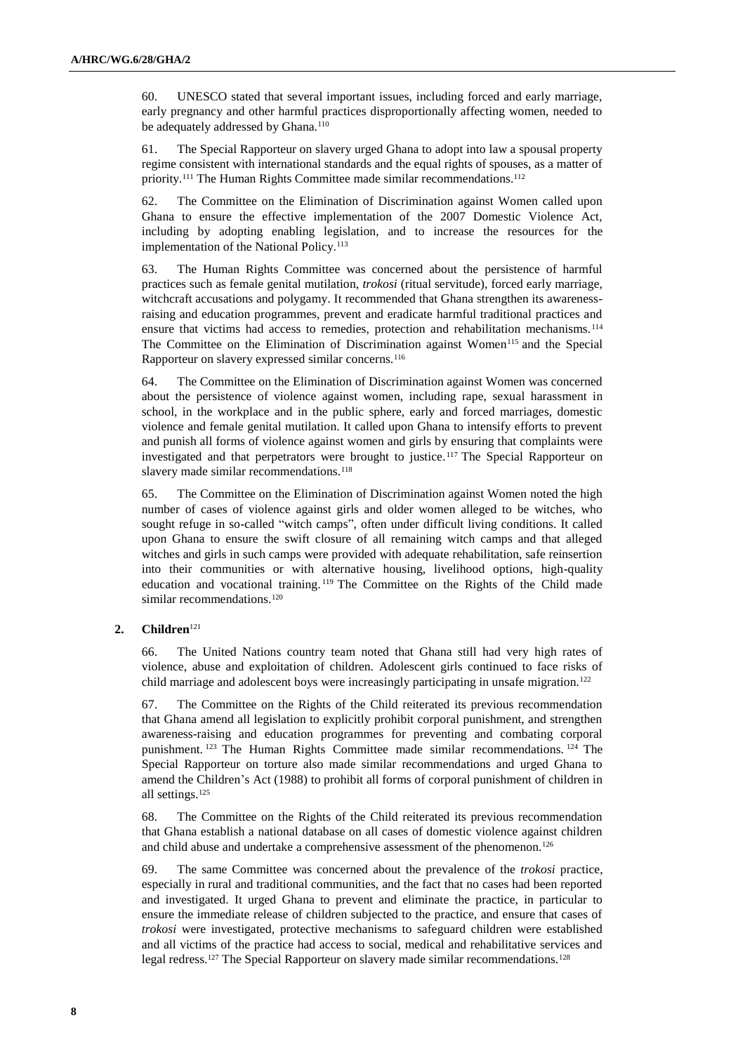60. UNESCO stated that several important issues, including forced and early marriage, early pregnancy and other harmful practices disproportionally affecting women, needed to be adequately addressed by Ghana.[110]

61. The Special Rapporteur on slavery urged Ghana to adopt into law a spousal property regime consistent with international standards and the equal rights of spouses, as a matter of priority.[111] The Human Rights Committee made similar recommendations.[112]

62. The Committee on the Elimination of Discrimination against Women called upon Ghana to ensure the effective implementation of the 2007 Domestic Violence Act, including by adopting enabling legislation, and to increase the resources for the implementation of the National Policy.[113]

63. The Human Rights Committee was concerned about the persistence of harmful practices such as female genital mutilation, *trokosi* (ritual servitude), forced early marriage, witchcraft accusations and polygamy. It recommended that Ghana strengthen its awareness-raising and education programmes, prevent and eradicate harmful traditional practices and ensure that victims had access to remedies, protection and rehabilitation mechanisms.[114] The Committee on the Elimination of Discrimination against Women[115] and the Special Rapporteur on slavery expressed similar concerns.[116]

64. The Committee on the Elimination of Discrimination against Women was concerned about the persistence of violence against women, including rape, sexual harassment in school, in the workplace and in the public sphere, early and forced marriages, domestic violence and female genital mutilation. It called upon Ghana to intensify efforts to prevent and punish all forms of violence against women and girls by ensuring that complaints were investigated and that perpetrators were brought to justice.[117] The Special Rapporteur on slavery made similar recommendations.[118]

65. The Committee on the Elimination of Discrimination against Women noted the high number of cases of violence against girls and older women alleged to be witches, who sought refuge in so-called "witch camps", often under difficult living conditions. It called upon Ghana to ensure the swift closure of all remaining witch camps and that alleged witches and girls in such camps were provided with adequate rehabilitation, safe reinsertion into their communities or with alternative housing, livelihood options, high-quality education and vocational training.[119] The Committee on the Rights of the Child made similar recommendations.[120]

### 2. Children[121]

66. The United Nations country team noted that Ghana still had very high rates of violence, abuse and exploitation of children. Adolescent girls continued to face risks of child marriage and adolescent boys were increasingly participating in unsafe migration.[122]

67. The Committee on the Rights of the Child reiterated its previous recommendation that Ghana amend all legislation to explicitly prohibit corporal punishment, and strengthen awareness-raising and education programmes for preventing and combating corporal punishment.[123] The Human Rights Committee made similar recommendations.[124] The Special Rapporteur on torture also made similar recommendations and urged Ghana to amend the Children's Act (1988) to prohibit all forms of corporal punishment of children in all settings.[125]

68. The Committee on the Rights of the Child reiterated its previous recommendation that Ghana establish a national database on all cases of domestic violence against children and child abuse and undertake a comprehensive assessment of the phenomenon.[126]

69. The same Committee was concerned about the prevalence of the *trokosi* practice, especially in rural and traditional communities, and the fact that no cases had been reported and investigated. It urged Ghana to prevent and eliminate the practice, in particular to ensure the immediate release of children subjected to the practice, and ensure that cases of *trokosi* were investigated, protective mechanisms to safeguard children were established and all victims of the practice had access to social, medical and rehabilitative services and legal redress.[127] The Special Rapporteur on slavery made similar recommendations.[128]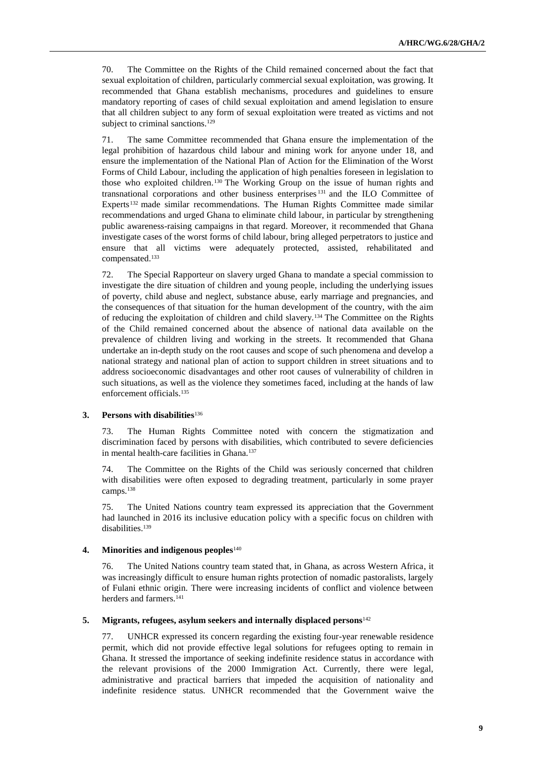70. The Committee on the Rights of the Child remained concerned about the fact that sexual exploitation of children, particularly commercial sexual exploitation, was growing. It recommended that Ghana establish mechanisms, procedures and guidelines to ensure mandatory reporting of cases of child sexual exploitation and amend legislation to ensure that all children subject to any form of sexual exploitation were treated as victims and not subject to criminal sanctions.[129]

71. The same Committee recommended that Ghana ensure the implementation of the legal prohibition of hazardous child labour and mining work for anyone under 18, and ensure the implementation of the National Plan of Action for the Elimination of the Worst Forms of Child Labour, including the application of high penalties foreseen in legislation to those who exploited children.[130] The Working Group on the issue of human rights and transnational corporations and other business enterprises[131] and the ILO Committee of Experts[132] made similar recommendations. The Human Rights Committee made similar recommendations and urged Ghana to eliminate child labour, in particular by strengthening public awareness-raising campaigns in that regard. Moreover, it recommended that Ghana investigate cases of the worst forms of child labour, bring alleged perpetrators to justice and ensure that all victims were adequately protected, assisted, rehabilitated and compensated.[133]

72. The Special Rapporteur on slavery urged Ghana to mandate a special commission to investigate the dire situation of children and young people, including the underlying issues of poverty, child abuse and neglect, substance abuse, early marriage and pregnancies, and the consequences of that situation for the human development of the country, with the aim of reducing the exploitation of children and child slavery.[134] The Committee on the Rights of the Child remained concerned about the absence of national data available on the prevalence of children living and working in the streets. It recommended that Ghana undertake an in-depth study on the root causes and scope of such phenomena and develop a national strategy and national plan of action to support children in street situations and to address socioeconomic disadvantages and other root causes of vulnerability of children in such situations, as well as the violence they sometimes faced, including at the hands of law enforcement officials.[135]

### 3. Persons with disabilities[136]

73. The Human Rights Committee noted with concern the stigmatization and discrimination faced by persons with disabilities, which contributed to severe deficiencies in mental health-care facilities in Ghana.[137]

74. The Committee on the Rights of the Child was seriously concerned that children with disabilities were often exposed to degrading treatment, particularly in some prayer camps.[138]

75. The United Nations country team expressed its appreciation that the Government had launched in 2016 its inclusive education policy with a specific focus on children with disabilities.[139]

### 4. Minorities and indigenous peoples[140]

76. The United Nations country team stated that, in Ghana, as across Western Africa, it was increasingly difficult to ensure human rights protection of nomadic pastoralists, largely of Fulani ethnic origin. There were increasing incidents of conflict and violence between herders and farmers.[141]

### 5. Migrants, refugees, asylum seekers and internally displaced persons[142]

77. UNHCR expressed its concern regarding the existing four-year renewable residence permit, which did not provide effective legal solutions for refugees opting to remain in Ghana. It stressed the importance of seeking indefinite residence status in accordance with the relevant provisions of the 2000 Immigration Act. Currently, there were legal, administrative and practical barriers that impeded the acquisition of nationality and indefinite residence status. UNHCR recommended that the Government waive the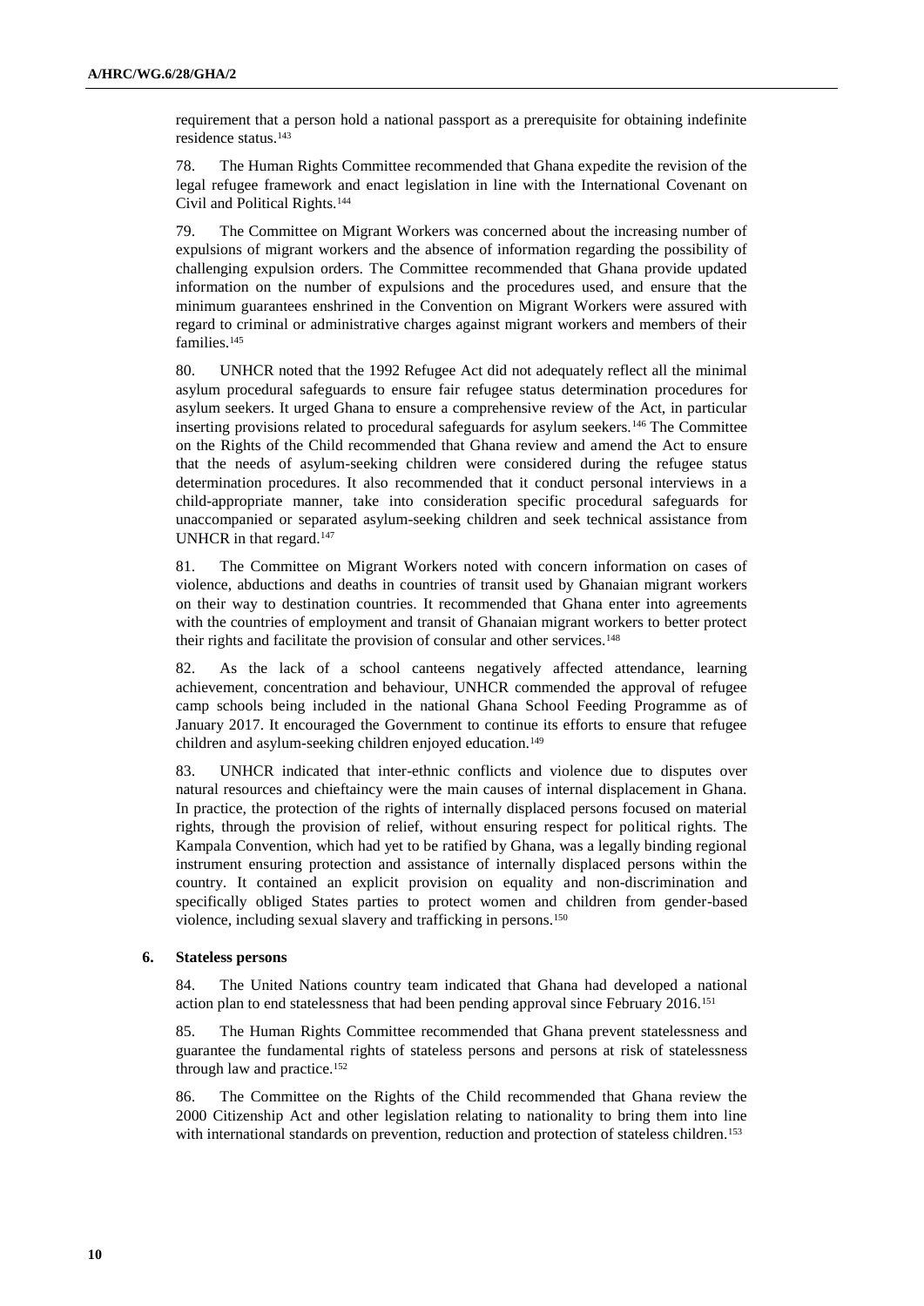requirement that a person hold a national passport as a prerequisite for obtaining indefinite residence status.[143]

78. The Human Rights Committee recommended that Ghana expedite the revision of the legal refugee framework and enact legislation in line with the International Covenant on Civil and Political Rights.[144]

79. The Committee on Migrant Workers was concerned about the increasing number of expulsions of migrant workers and the absence of information regarding the possibility of challenging expulsion orders. The Committee recommended that Ghana provide updated information on the number of expulsions and the procedures used, and ensure that the minimum guarantees enshrined in the Convention on Migrant Workers were assured with regard to criminal or administrative charges against migrant workers and members of their families.[145]

80. UNHCR noted that the 1992 Refugee Act did not adequately reflect all the minimal asylum procedural safeguards to ensure fair refugee status determination procedures for asylum seekers. It urged Ghana to ensure a comprehensive review of the Act, in particular inserting provisions related to procedural safeguards for asylum seekers.[146] The Committee on the Rights of the Child recommended that Ghana review and amend the Act to ensure that the needs of asylum-seeking children were considered during the refugee status determination procedures. It also recommended that it conduct personal interviews in a child-appropriate manner, take into consideration specific procedural safeguards for unaccompanied or separated asylum-seeking children and seek technical assistance from UNHCR in that regard.[147]

81. The Committee on Migrant Workers noted with concern information on cases of violence, abductions and deaths in countries of transit used by Ghanaian migrant workers on their way to destination countries. It recommended that Ghana enter into agreements with the countries of employment and transit of Ghanaian migrant workers to better protect their rights and facilitate the provision of consular and other services.[148]

82. As the lack of a school canteens negatively affected attendance, learning achievement, concentration and behaviour, UNHCR commended the approval of refugee camp schools being included in the national Ghana School Feeding Programme as of January 2017. It encouraged the Government to continue its efforts to ensure that refugee children and asylum-seeking children enjoyed education.[149]

83. UNHCR indicated that inter-ethnic conflicts and violence due to disputes over natural resources and chieftaincy were the main causes of internal displacement in Ghana. In practice, the protection of the rights of internally displaced persons focused on material rights, through the provision of relief, without ensuring respect for political rights. The Kampala Convention, which had yet to be ratified by Ghana, was a legally binding regional instrument ensuring protection and assistance of internally displaced persons within the country. It contained an explicit provision on equality and non-discrimination and specifically obliged States parties to protect women and children from gender-based violence, including sexual slavery and trafficking in persons.[150]

### 6. Stateless persons

84. The United Nations country team indicated that Ghana had developed a national action plan to end statelessness that had been pending approval since February 2016.[151]

85. The Human Rights Committee recommended that Ghana prevent statelessness and guarantee the fundamental rights of stateless persons and persons at risk of statelessness through law and practice.[152]

86. The Committee on the Rights of the Child recommended that Ghana review the 2000 Citizenship Act and other legislation relating to nationality to bring them into line with international standards on prevention, reduction and protection of stateless children.[153]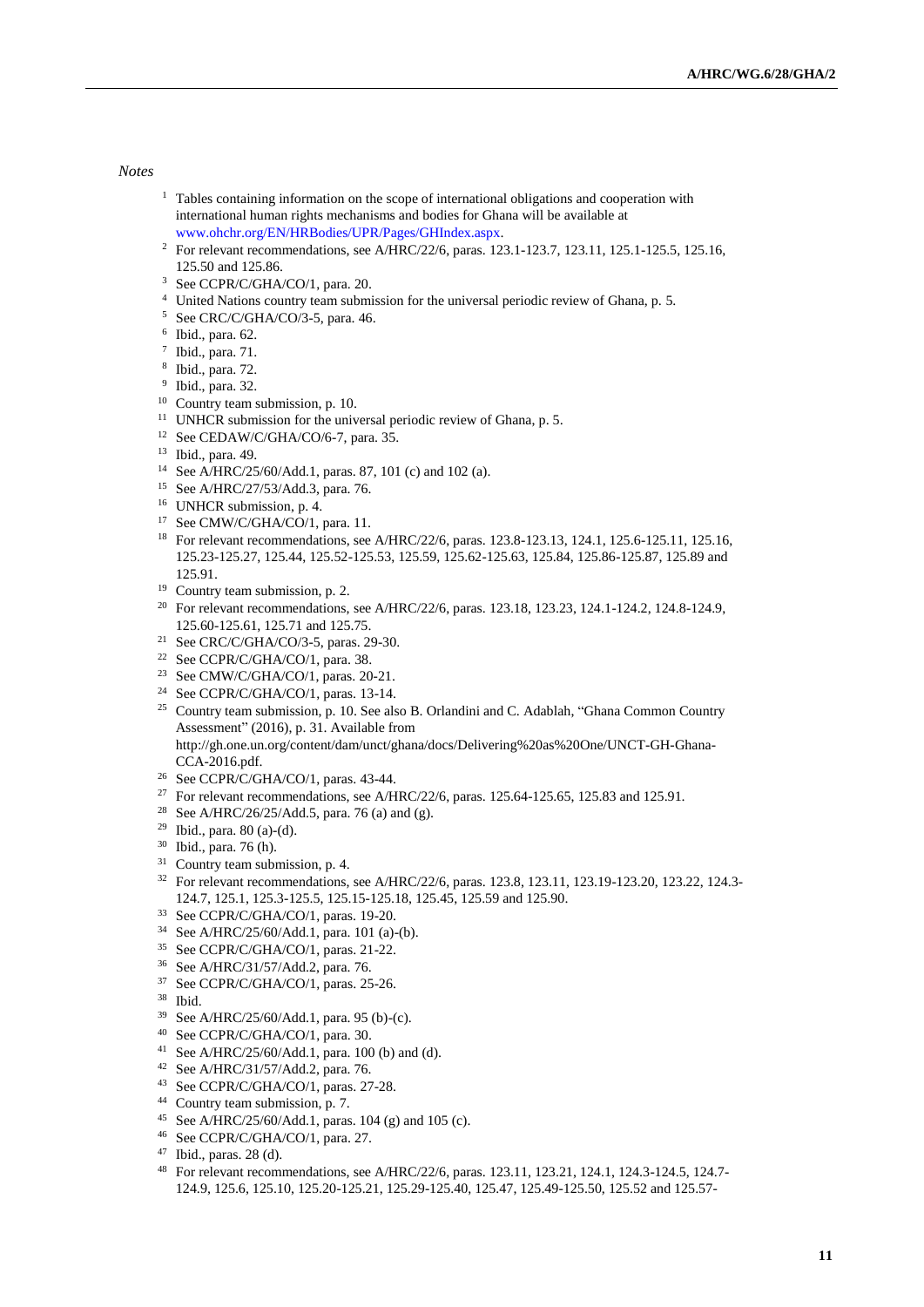*Notes*

[1] Tables containing information on the scope of international obligations and cooperation with international human rights mechanisms and bodies for Ghana will be available at www.ohchr.org/EN/HRBodies/UPR/Pages/GHIndex.aspx.

[2] For relevant recommendations, see A/HRC/22/6, paras. 123.1-123.7, 123.11, 125.1-125.5, 125.16, 125.50 and 125.86.

[3] See CCPR/C/GHA/CO/1, para. 20.

[4] United Nations country team submission for the universal periodic review of Ghana, p. 5.

[5] See CRC/C/GHA/CO/3-5, para. 46.

[6] Ibid., para. 62.

[7] Ibid., para. 71.

[8] Ibid., para. 72.

[9] Ibid., para. 32.

[10] Country team submission, p. 10.

[11] UNHCR submission for the universal periodic review of Ghana, p. 5.

[12] See CEDAW/C/GHA/CO/6-7, para. 35.

[13] Ibid., para. 49.

[14] See A/HRC/25/60/Add.1, paras. 87, 101 (c) and 102 (a).

[15] See A/HRC/27/53/Add.3, para. 76.

[16] UNHCR submission, p. 4.

[17] See CMW/C/GHA/CO/1, para. 11.

[18] For relevant recommendations, see A/HRC/22/6, paras. 123.8-123.13, 124.1, 125.6-125.11, 125.16, 125.23-125.27, 125.44, 125.52-125.53, 125.59, 125.62-125.63, 125.84, 125.86-125.87, 125.89 and 125.91.

[19] Country team submission, p. 2.

[20] For relevant recommendations, see A/HRC/22/6, paras. 123.18, 123.23, 124.1-124.2, 124.8-124.9, 125.60-125.61, 125.71 and 125.75.

[21] See CRC/C/GHA/CO/3-5, paras. 29-30.

[22] See CCPR/C/GHA/CO/1, para. 38.

[23] See CMW/C/GHA/CO/1, paras. 20-21.

[24] See CCPR/C/GHA/CO/1, paras. 13-14.

[25] Country team submission, p. 10. See also B. Orlandini and C. Adablah, "Ghana Common Country Assessment" (2016), p. 31. Available from http://gh.one.un.org/content/dam/unct/ghana/docs/Delivering%20as%20One/UNCT-GH-Ghana-CCA-2016.pdf.

[26] See CCPR/C/GHA/CO/1, paras. 43-44.

[27] For relevant recommendations, see A/HRC/22/6, paras. 125.64-125.65, 125.83 and 125.91.

[28] See A/HRC/26/25/Add.5, para. 76 (a) and (g).

[29] Ibid., para. 80 (a)-(d).

[30] Ibid., para. 76 (h).

[31] Country team submission, p. 4.

[32] For relevant recommendations, see A/HRC/22/6, paras. 123.8, 123.11, 123.19-123.20, 123.22, 124.3-124.7, 125.1, 125.3-125.5, 125.15-125.18, 125.45, 125.59 and 125.90.

[33] See CCPR/C/GHA/CO/1, paras. 19-20.

[34] See A/HRC/25/60/Add.1, para. 101 (a)-(b).

[35] See CCPR/C/GHA/CO/1, paras. 21-22.

[36] See A/HRC/31/57/Add.2, para. 76.

[37] See CCPR/C/GHA/CO/1, paras. 25-26.

[38] Ibid.

[39] See A/HRC/25/60/Add.1, para. 95 (b)-(c).

[40] See CCPR/C/GHA/CO/1, para. 30.

[41] See A/HRC/25/60/Add.1, para. 100 (b) and (d).

[42] See A/HRC/31/57/Add.2, para. 76.

[43] See CCPR/C/GHA/CO/1, paras. 27-28.

[44] Country team submission, p. 7.

[45] See A/HRC/25/60/Add.1, paras. 104 (g) and 105 (c).

[46] See CCPR/C/GHA/CO/1, para. 27.

[47] Ibid., paras. 28 (d).

[48] For relevant recommendations, see A/HRC/22/6, paras. 123.11, 123.21, 124.1, 124.3-124.5, 124.7-124.9, 125.6, 125.10, 125.20-125.21, 125.29-125.40, 125.47, 125.49-125.50, 125.52 and 125.57-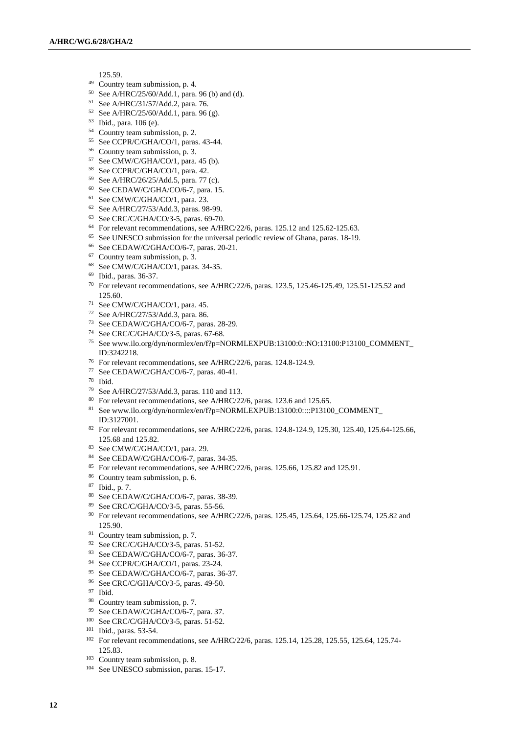125.59.

[49] Country team submission, p. 4.

[50] See A/HRC/25/60/Add.1, para. 96 (b) and (d).

[51] See A/HRC/31/57/Add.2, para. 76.

[52] See A/HRC/25/60/Add.1, para. 96 (g).

[53] Ibid., para. 106 (e).

[54] Country team submission, p. 2.

[55] See CCPR/C/GHA/CO/1, paras. 43-44.

[56] Country team submission, p. 3.

[57] See CMW/C/GHA/CO/1, para. 45 (b).

[58] See CCPR/C/GHA/CO/1, para. 42.

[59] See A/HRC/26/25/Add.5, para. 77 (c).

[60] See CEDAW/C/GHA/CO/6-7, para. 15.

[61] See CMW/C/GHA/CO/1, para. 23.

[62] See A/HRC/27/53/Add.3, paras. 98-99.

[63] See CRC/C/GHA/CO/3-5, paras. 69-70.

[64] For relevant recommendations, see A/HRC/22/6, paras. 125.12 and 125.62-125.63.

[65] See UNESCO submission for the universal periodic review of Ghana, paras. 18-19.

[66] See CEDAW/C/GHA/CO/6-7, paras. 20-21.

[67] Country team submission, p. 3.

[68] See CMW/C/GHA/CO/1, paras. 34-35.

[69] Ibid., paras. 36-37.

[70] For relevant recommendations, see A/HRC/22/6, paras. 123.5, 125.46-125.49, 125.51-125.52 and 125.60.

[71] See CMW/C/GHA/CO/1, para. 45.

[72] See A/HRC/27/53/Add.3, para. 86.

[73] See CEDAW/C/GHA/CO/6-7, paras. 28-29.

[74] See CRC/C/GHA/CO/3-5, paras. 67-68.

[75] See www.ilo.org/dyn/normlex/en/f?p=NORMLEXPUB:13100:0::NO:13100:P13100_COMMENT_ID:3242218.

[76] For relevant recommendations, see A/HRC/22/6, paras. 124.8-124.9.

[77] See CEDAW/C/GHA/CO/6-7, paras. 40-41.

[78] Ibid.

[79] See A/HRC/27/53/Add.3, paras. 110 and 113.

[80] For relevant recommendations, see A/HRC/22/6, paras. 123.6 and 125.65.

[81] See www.ilo.org/dyn/normlex/en/f?p=NORMLEXPUB:13100:0::::P13100_COMMENT_ID:3127001.

[82] For relevant recommendations, see A/HRC/22/6, paras. 124.8-124.9, 125.30, 125.40, 125.64-125.66, 125.68 and 125.82.

[83] See CMW/C/GHA/CO/1, para. 29.

[84] See CEDAW/C/GHA/CO/6-7, paras. 34-35.

[85] For relevant recommendations, see A/HRC/22/6, paras. 125.66, 125.82 and 125.91.

[86] Country team submission, p. 6.

[87] Ibid., p. 7.

[88] See CEDAW/C/GHA/CO/6-7, paras. 38-39.

[89] See CRC/C/GHA/CO/3-5, paras. 55-56.

[90] For relevant recommendations, see A/HRC/22/6, paras. 125.45, 125.64, 125.66-125.74, 125.82 and 125.90.

[91] Country team submission, p. 7.

[92] See CRC/C/GHA/CO/3-5, paras. 51-52.

[93] See CEDAW/C/GHA/CO/6-7, paras. 36-37.

[94] See CCPR/C/GHA/CO/1, paras. 23-24.

[95] See CEDAW/C/GHA/CO/6-7, paras. 36-37.

[96] See CRC/C/GHA/CO/3-5, paras. 49-50.

[97] Ibid.

[98] Country team submission, p. 7.

[99] See CEDAW/C/GHA/CO/6-7, para. 37.

[100] See CRC/C/GHA/CO/3-5, paras. 51-52.

[101] Ibid., paras. 53-54.

[102] For relevant recommendations, see A/HRC/22/6, paras. 125.14, 125.28, 125.55, 125.64, 125.74-125.83.

[103] Country team submission, p. 8.

[104] See UNESCO submission, paras. 15-17.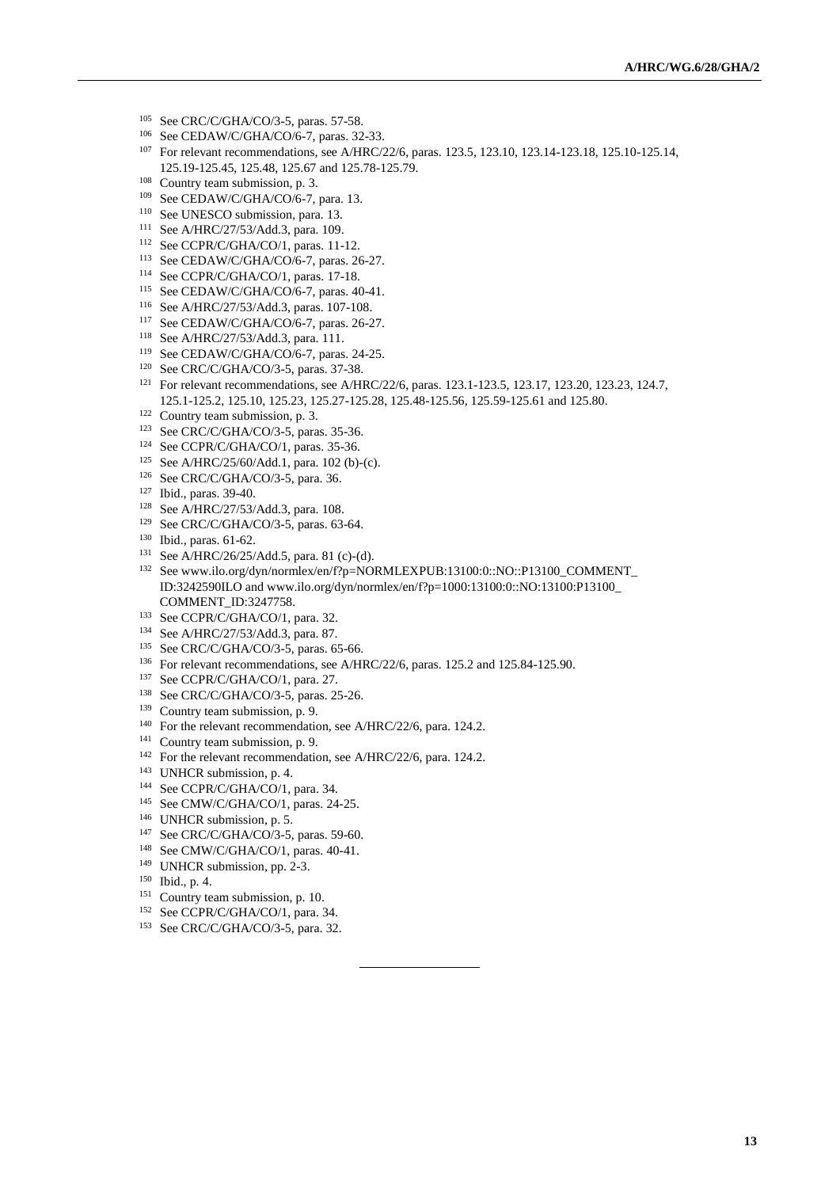[105] See CRC/C/GHA/CO/3-5, paras. 57-58.
[106] See CEDAW/C/GHA/CO/6-7, paras. 32-33.
[107] For relevant recommendations, see A/HRC/22/6, paras. 123.5, 123.10, 123.14-123.18, 125.10-125.14, 125.19-125.45, 125.48, 125.67 and 125.78-125.79.
[108] Country team submission, p. 3.
[109] See CEDAW/C/GHA/CO/6-7, para. 13.
[110] See UNESCO submission, para. 13.
[111] See A/HRC/27/53/Add.3, para. 109.
[112] See CCPR/C/GHA/CO/1, paras. 11-12.
[113] See CEDAW/C/GHA/CO/6-7, paras. 26-27.
[114] See CCPR/C/GHA/CO/1, paras. 17-18.
[115] See CEDAW/C/GHA/CO/6-7, paras. 40-41.
[116] See A/HRC/27/53/Add.3, paras. 107-108.
[117] See CEDAW/C/GHA/CO/6-7, paras. 26-27.
[118] See A/HRC/27/53/Add.3, para. 111.
[119] See CEDAW/C/GHA/CO/6-7, paras. 24-25.
[120] See CRC/C/GHA/CO/3-5, paras. 37-38.
[121] For relevant recommendations, see A/HRC/22/6, paras. 123.1-123.5, 123.17, 123.20, 123.23, 124.7, 125.1-125.2, 125.10, 125.23, 125.27-125.28, 125.48-125.56, 125.59-125.61 and 125.80.
[122] Country team submission, p. 3.
[123] See CRC/C/GHA/CO/3-5, paras. 35-36.
[124] See CCPR/C/GHA/CO/1, paras. 35-36.
[125] See A/HRC/25/60/Add.1, para. 102 (b)-(c).
[126] See CRC/C/GHA/CO/3-5, para. 36.
[127] Ibid., paras. 39-40.
[128] See A/HRC/27/53/Add.3, para. 108.
[129] See CRC/C/GHA/CO/3-5, paras. 63-64.
[130] Ibid., paras. 61-62.
[131] See A/HRC/26/25/Add.5, para. 81 (c)-(d).
[132] See www.ilo.org/dyn/normlex/en/f?p=NORMLEXPUB:13100:0::NO::P13100_COMMENT_ID:3242590ILO and www.ilo.org/dyn/normlex/en/f?p=1000:13100:0::NO:13100:P13100_COMMENT_ID:3247758.
[133] See CCPR/C/GHA/CO/1, para. 32.
[134] See A/HRC/27/53/Add.3, para. 87.
[135] See CRC/C/GHA/CO/3-5, paras. 65-66.
[136] For relevant recommendations, see A/HRC/22/6, paras. 125.2 and 125.84-125.90.
[137] See CCPR/C/GHA/CO/1, para. 27.
[138] See CRC/C/GHA/CO/3-5, paras. 25-26.
[139] Country team submission, p. 9.
[140] For the relevant recommendation, see A/HRC/22/6, para. 124.2.
[141] Country team submission, p. 9.
[142] For the relevant recommendation, see A/HRC/22/6, para. 124.2.
[143] UNHCR submission, p. 4.
[144] See CCPR/C/GHA/CO/1, para. 34.
[145] See CMW/C/GHA/CO/1, paras. 24-25.
[146] UNHCR submission, p. 5.
[147] See CRC/C/GHA/CO/3-5, paras. 59-60.
[148] See CMW/C/GHA/CO/1, paras. 40-41.
[149] UNHCR submission, pp. 2-3.
[150] Ibid., p. 4.
[151] Country team submission, p. 10.
[152] See CCPR/C/GHA/CO/1, para. 34.
[153] See CRC/C/GHA/CO/3-5, para. 32.